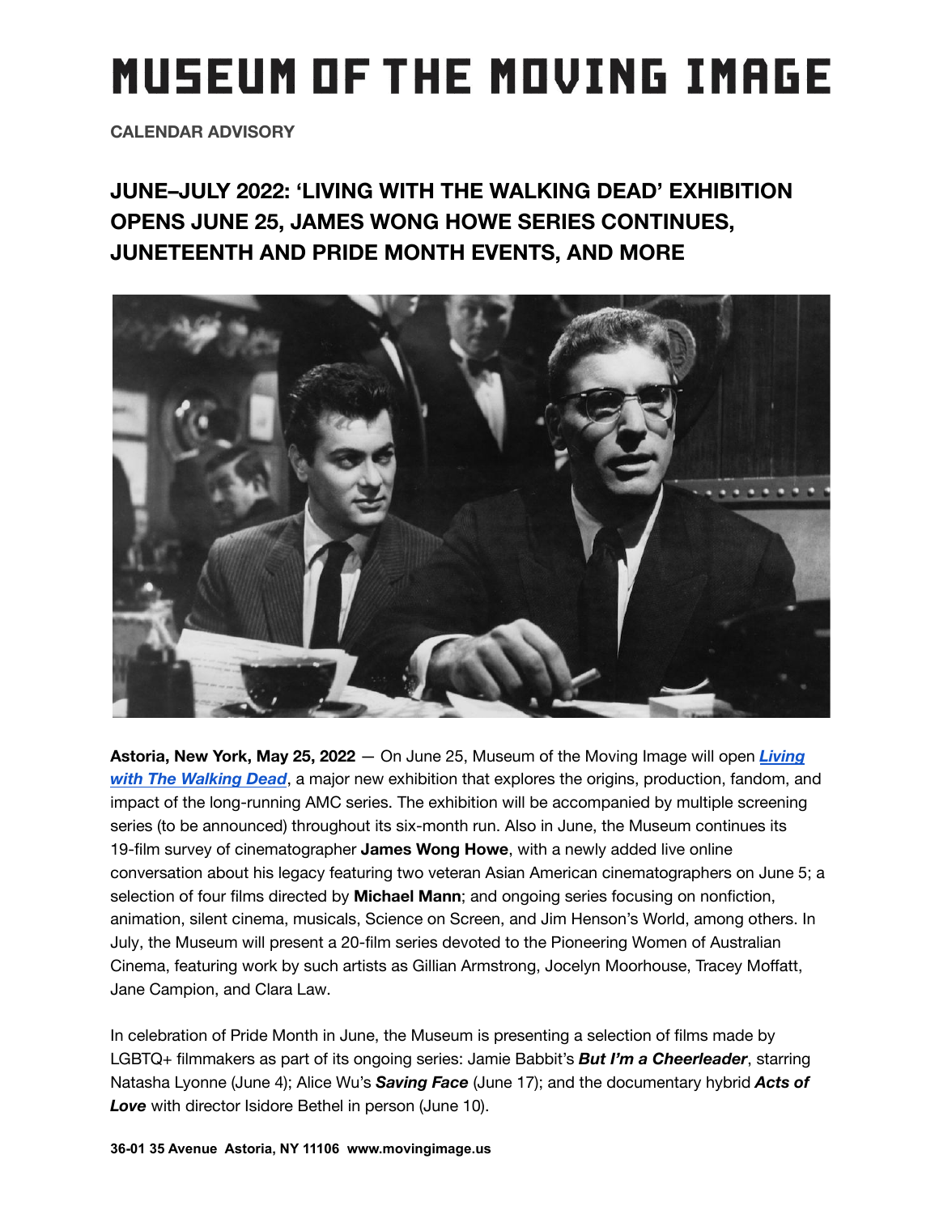# MUSEUM OF THE MOVING IMAGE

**CALENDAR ADVISORY**

## JUNE–JULY 2022: 'LIVING WITH THE WALKING DEAD' EXHIBITION OPENS JUNE 25, JAMES WONG HOWE SERIES CONTINUES, JUNETEENTH AND PRIDE MONTH EVENTS, AND MORE

**Astoria, New York, May 25, 2022** — On June 25, Museum of the Moving Image will open ***Living with The Walking Dead***, a major new exhibition that explores the origins, production, fandom, and impact of the long-running AMC series. The exhibition will be accompanied by multiple screening series (to be announced) throughout its six-month run. Also in June, the Museum continues its 19-film survey of cinematographer **James Wong Howe**, with a newly added live online conversation about his legacy featuring two veteran Asian American cinematographers on June 5; a selection of four films directed by **Michael Mann**; and ongoing series focusing on nonfiction, animation, silent cinema, musicals, Science on Screen, and Jim Henson's World, among others. In July, the Museum will present a 20-film series devoted to the Pioneering Women of Australian Cinema, featuring work by such artists as Gillian Armstrong, Jocelyn Moorhouse, Tracey Moffatt, Jane Campion, and Clara Law.

In celebration of Pride Month in June, the Museum is presenting a selection of films made by LGBTQ+ filmmakers as part of its ongoing series: Jamie Babbit's ***But I'm a Cheerleader***, starring Natasha Lyonne (June 4); Alice Wu's ***Saving Face*** (June 17); and the documentary hybrid ***Acts of Love*** with director Isidore Bethel in person (June 10).

**36-01 35 Avenue Astoria, NY 11106 www.movingimage.us**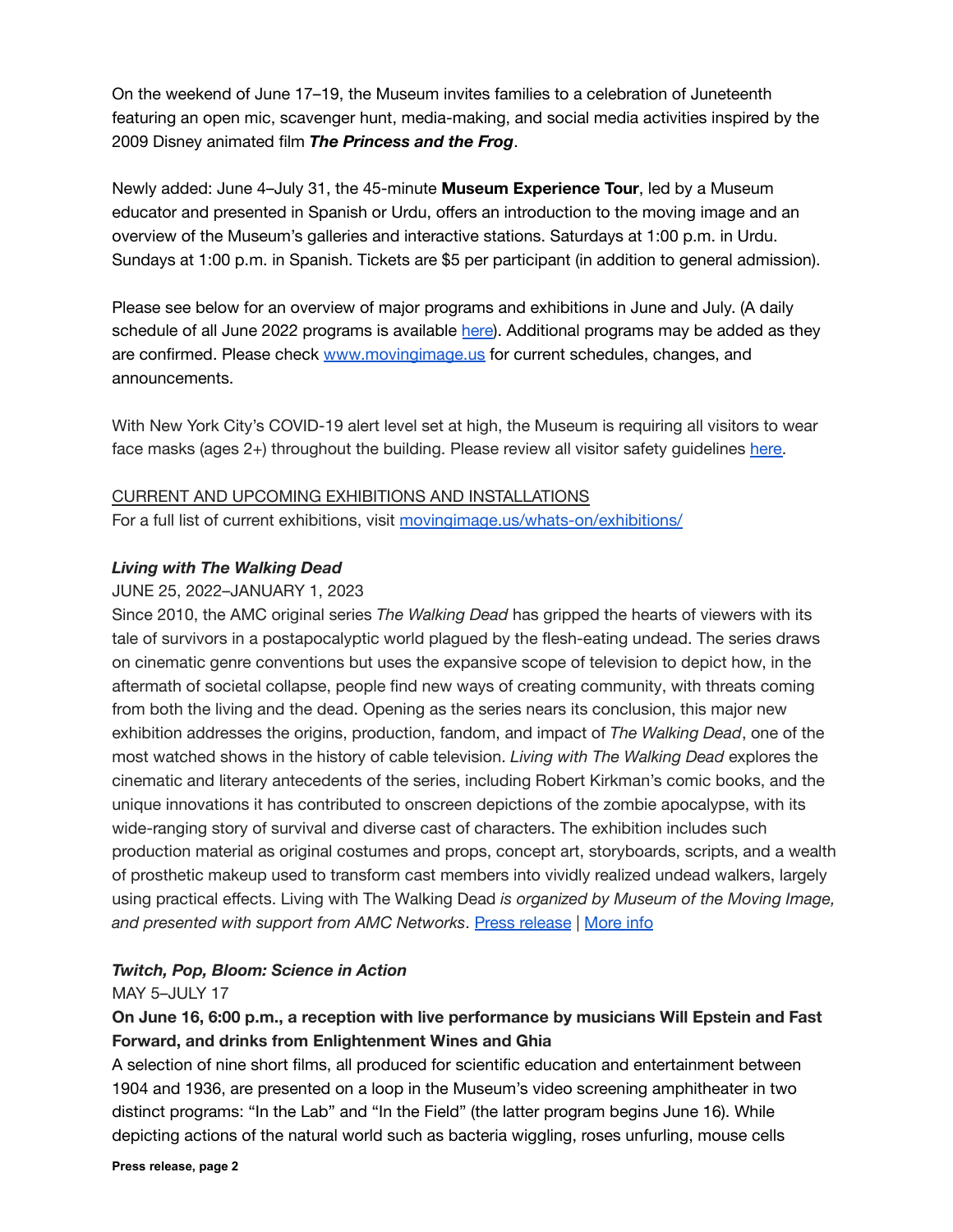On the weekend of June 17–19, the Museum invites families to a celebration of Juneteenth featuring an open mic, scavenger hunt, media-making, and social media activities inspired by the 2009 Disney animated film ***The Princess and the Frog***.

Newly added: June 4–July 31, the 45-minute **Museum Experience Tour**, led by a Museum educator and presented in Spanish or Urdu, offers an introduction to the moving image and an overview of the Museum's galleries and interactive stations. Saturdays at 1:00 p.m. in Urdu. Sundays at 1:00 p.m. in Spanish. Tickets are $5 per participant (in addition to general admission).

Please see below for an overview of major programs and exhibitions in June and July. (A daily schedule of all June 2022 programs is available here). Additional programs may be added as they are confirmed. Please check www.movingimage.us for current schedules, changes, and announcements.

With New York City's COVID-19 alert level set at high, the Museum is requiring all visitors to wear face masks (ages 2+) throughout the building. Please review all visitor safety guidelines here.

CURRENT AND UPCOMING EXHIBITIONS AND INSTALLATIONS

For a full list of current exhibitions, visit movingimage.us/whats-on/exhibitions/

***Living with The Walking Dead***

JUNE 25, 2022–JANUARY 1, 2023

Since 2010, the AMC original series *The Walking Dead* has gripped the hearts of viewers with its tale of survivors in a postapocalyptic world plagued by the flesh-eating undead. The series draws on cinematic genre conventions but uses the expansive scope of television to depict how, in the aftermath of societal collapse, people find new ways of creating community, with threats coming from both the living and the dead. Opening as the series nears its conclusion, this major new exhibition addresses the origins, production, fandom, and impact of *The Walking Dead*, one of the most watched shows in the history of cable television. *Living with The Walking Dead* explores the cinematic and literary antecedents of the series, including Robert Kirkman's comic books, and the unique innovations it has contributed to onscreen depictions of the zombie apocalypse, with its wide-ranging story of survival and diverse cast of characters. The exhibition includes such production material as original costumes and props, concept art, storyboards, scripts, and a wealth of prosthetic makeup used to transform cast members into vividly realized undead walkers, largely using practical effects. Living with The Walking Dead *is organized by Museum of the Moving Image, and presented with support from AMC Networks*. Press release | More info

***Twitch, Pop, Bloom: Science in Action***

MAY 5–JULY 17

**On June 16, 6:00 p.m., a reception with live performance by musicians Will Epstein and Fast Forward, and drinks from Enlightenment Wines and Ghia**

A selection of nine short films, all produced for scientific education and entertainment between 1904 and 1936, are presented on a loop in the Museum's video screening amphitheater in two distinct programs: "In the Lab" and "In the Field" (the latter program begins June 16). While depicting actions of the natural world such as bacteria wiggling, roses unfurling, mouse cells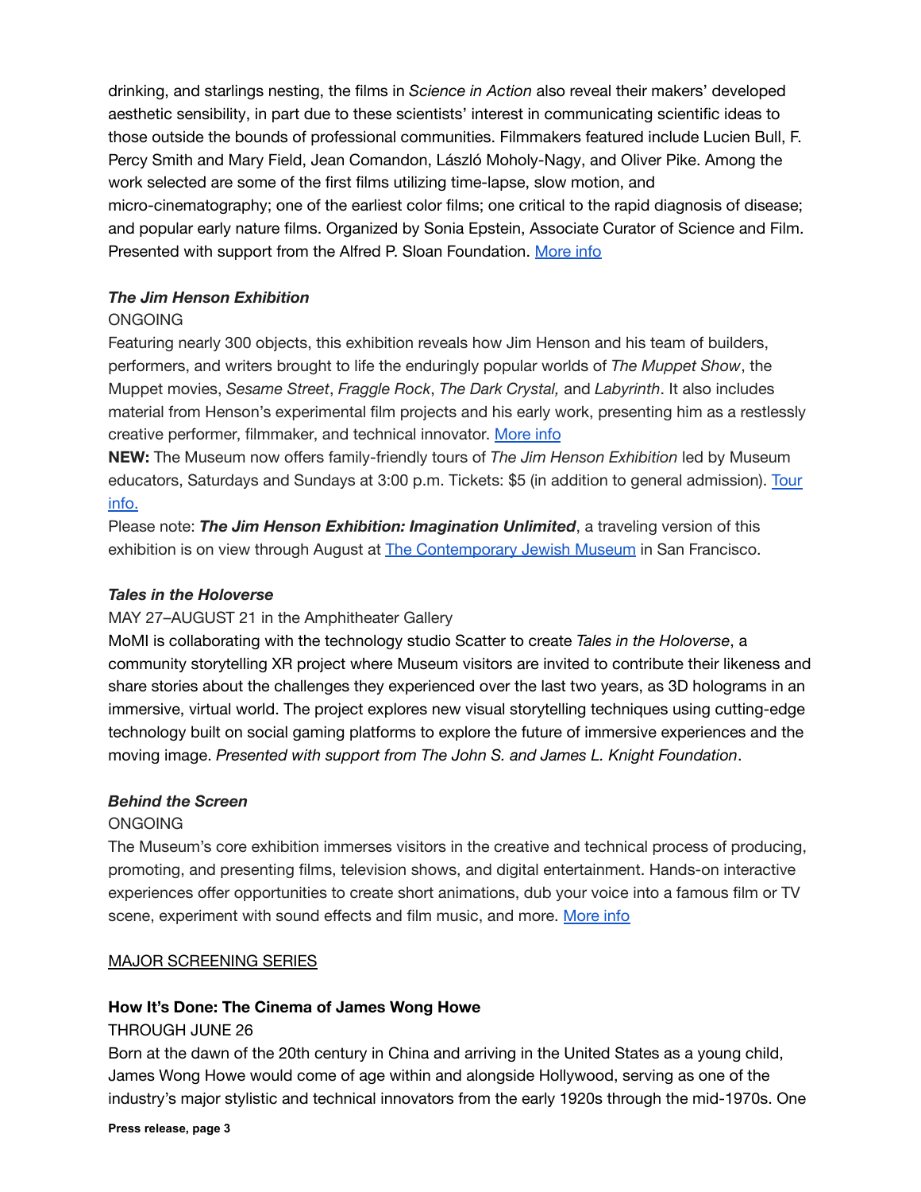drinking, and starlings nesting, the films in *Science in Action* also reveal their makers' developed aesthetic sensibility, in part due to these scientists' interest in communicating scientific ideas to those outside the bounds of professional communities. Filmmakers featured include Lucien Bull, F. Percy Smith and Mary Field, Jean Comandon, László Moholy-Nagy, and Oliver Pike. Among the work selected are some of the first films utilizing time-lapse, slow motion, and micro-cinematography; one of the earliest color films; one critical to the rapid diagnosis of disease; and popular early nature films. Organized by Sonia Epstein, Associate Curator of Science and Film. Presented with support from the Alfred P. Sloan Foundation. [More info]

***The Jim Henson Exhibition***

ONGOING

Featuring nearly 300 objects, this exhibition reveals how Jim Henson and his team of builders, performers, and writers brought to life the enduringly popular worlds of *The Muppet Show*, the Muppet movies, *Sesame Street*, *Fraggle Rock*, *The Dark Crystal,* and *Labyrinth*. It also includes material from Henson's experimental film projects and his early work, presenting him as a restlessly creative performer, filmmaker, and technical innovator. [More info]

**NEW:** The Museum now offers family-friendly tours of *The Jim Henson Exhibition* led by Museum educators, Saturdays and Sundays at 3:00 p.m. Tickets: $5 (in addition to general admission). [Tour info.]

Please note: ***The Jim Henson Exhibition: Imagination Unlimited***, a traveling version of this exhibition is on view through August at [The Contemporary Jewish Museum] in San Francisco.

***Tales in the Holoverse***

MAY 27–AUGUST 21 in the Amphitheater Gallery

MoMI is collaborating with the technology studio Scatter to create *Tales in the Holoverse*, a community storytelling XR project where Museum visitors are invited to contribute their likeness and share stories about the challenges they experienced over the last two years, as 3D holograms in an immersive, virtual world. The project explores new visual storytelling techniques using cutting-edge technology built on social gaming platforms to explore the future of immersive experiences and the moving image. *Presented with support from The John S. and James L. Knight Foundation*.

***Behind the Screen***

ONGOING

The Museum's core exhibition immerses visitors in the creative and technical process of producing, promoting, and presenting films, television shows, and digital entertainment. Hands-on interactive experiences offer opportunities to create short animations, dub your voice into a famous film or TV scene, experiment with sound effects and film music, and more. [More info]

MAJOR SCREENING SERIES

**How It's Done: The Cinema of James Wong Howe**

THROUGH JUNE 26

Born at the dawn of the 20th century in China and arriving in the United States as a young child, James Wong Howe would come of age within and alongside Hollywood, serving as one of the industry's major stylistic and technical innovators from the early 1920s through the mid-1970s. One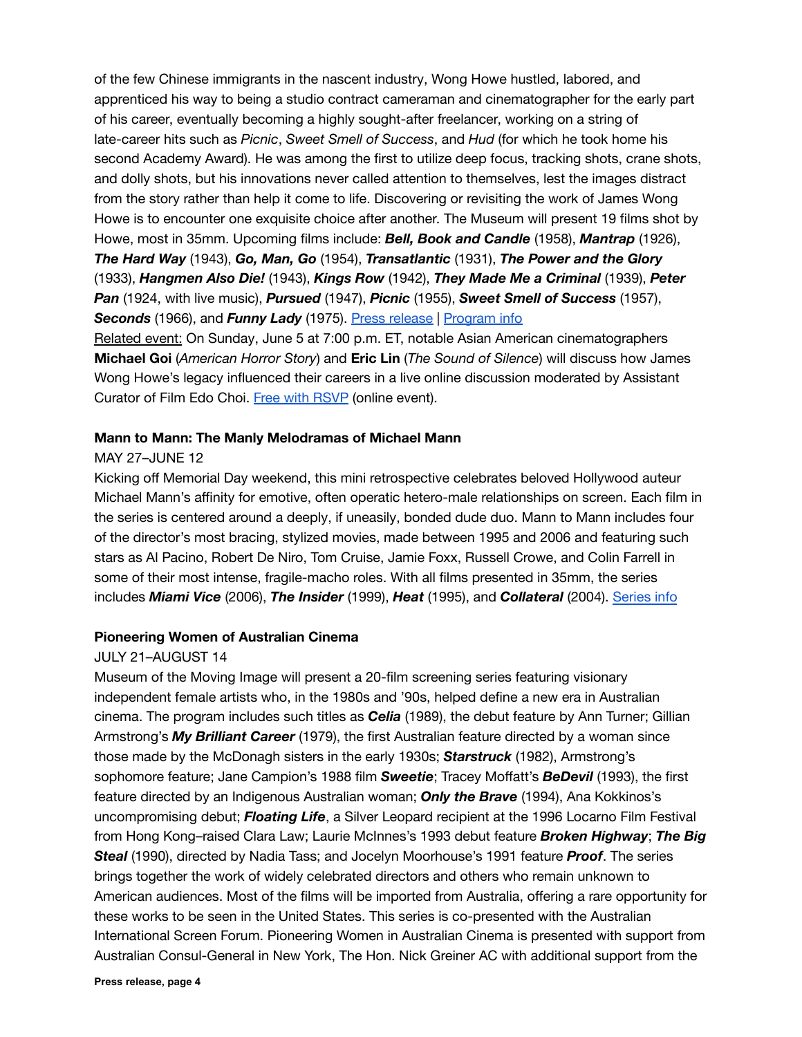of the few Chinese immigrants in the nascent industry, Wong Howe hustled, labored, and apprenticed his way to being a studio contract cameraman and cinematographer for the early part of his career, eventually becoming a highly sought-after freelancer, working on a string of late-career hits such as *Picnic*, *Sweet Smell of Success*, and *Hud* (for which he took home his second Academy Award). He was among the first to utilize deep focus, tracking shots, crane shots, and dolly shots, but his innovations never called attention to themselves, lest the images distract from the story rather than help it come to life. Discovering or revisiting the work of James Wong Howe is to encounter one exquisite choice after another. The Museum will present 19 films shot by Howe, most in 35mm. Upcoming films include: ***Bell, Book and Candle*** (1958), ***Mantrap*** (1926), ***The Hard Way*** (1943), ***Go, Man, Go*** (1954), ***Transatlantic*** (1931), ***The Power and the Glory*** (1933), ***Hangmen Also Die!*** (1943), ***Kings Row*** (1942), ***They Made Me a Criminal*** (1939), ***Peter Pan*** (1924, with live music), ***Pursued*** (1947), ***Picnic*** (1955), ***Sweet Smell of Success*** (1957), ***Seconds*** (1966), and ***Funny Lady*** (1975). Press release | Program info

Related event: On Sunday, June 5 at 7:00 p.m. ET, notable Asian American cinematographers **Michael Goi** (*American Horror Story*) and **Eric Lin** (*The Sound of Silence*) will discuss how James Wong Howe's legacy influenced their careers in a live online discussion moderated by Assistant Curator of Film Edo Choi. Free with RSVP (online event).

**Mann to Mann: The Manly Melodramas of Michael Mann**

MAY 27–JUNE 12

Kicking off Memorial Day weekend, this mini retrospective celebrates beloved Hollywood auteur Michael Mann's affinity for emotive, often operatic hetero-male relationships on screen. Each film in the series is centered around a deeply, if uneasily, bonded dude duo. Mann to Mann includes four of the director's most bracing, stylized movies, made between 1995 and 2006 and featuring such stars as Al Pacino, Robert De Niro, Tom Cruise, Jamie Foxx, Russell Crowe, and Colin Farrell in some of their most intense, fragile-macho roles. With all films presented in 35mm, the series includes ***Miami Vice*** (2006), ***The Insider*** (1999), ***Heat*** (1995), and ***Collateral*** (2004). Series info

**Pioneering Women of Australian Cinema**

JULY 21–AUGUST 14

Museum of the Moving Image will present a 20-film screening series featuring visionary independent female artists who, in the 1980s and '90s, helped define a new era in Australian cinema. The program includes such titles as ***Celia*** (1989), the debut feature by Ann Turner; Gillian Armstrong's ***My Brilliant Career*** (1979), the first Australian feature directed by a woman since those made by the McDonagh sisters in the early 1930s; ***Starstruck*** (1982), Armstrong's sophomore feature; Jane Campion's 1988 film ***Sweetie***; Tracey Moffatt's ***BeDevil*** (1993), the first feature directed by an Indigenous Australian woman; ***Only the Brave*** (1994), Ana Kokkinos's uncompromising debut; ***Floating Life***, a Silver Leopard recipient at the 1996 Locarno Film Festival from Hong Kong–raised Clara Law; Laurie McInnes's 1993 debut feature ***Broken Highway***; ***The Big Steal*** (1990), directed by Nadia Tass; and Jocelyn Moorhouse's 1991 feature ***Proof***. The series brings together the work of widely celebrated directors and others who remain unknown to American audiences. Most of the films will be imported from Australia, offering a rare opportunity for these works to be seen in the United States. This series is co-presented with the Australian International Screen Forum. Pioneering Women in Australian Cinema is presented with support from Australian Consul-General in New York, The Hon. Nick Greiner AC with additional support from the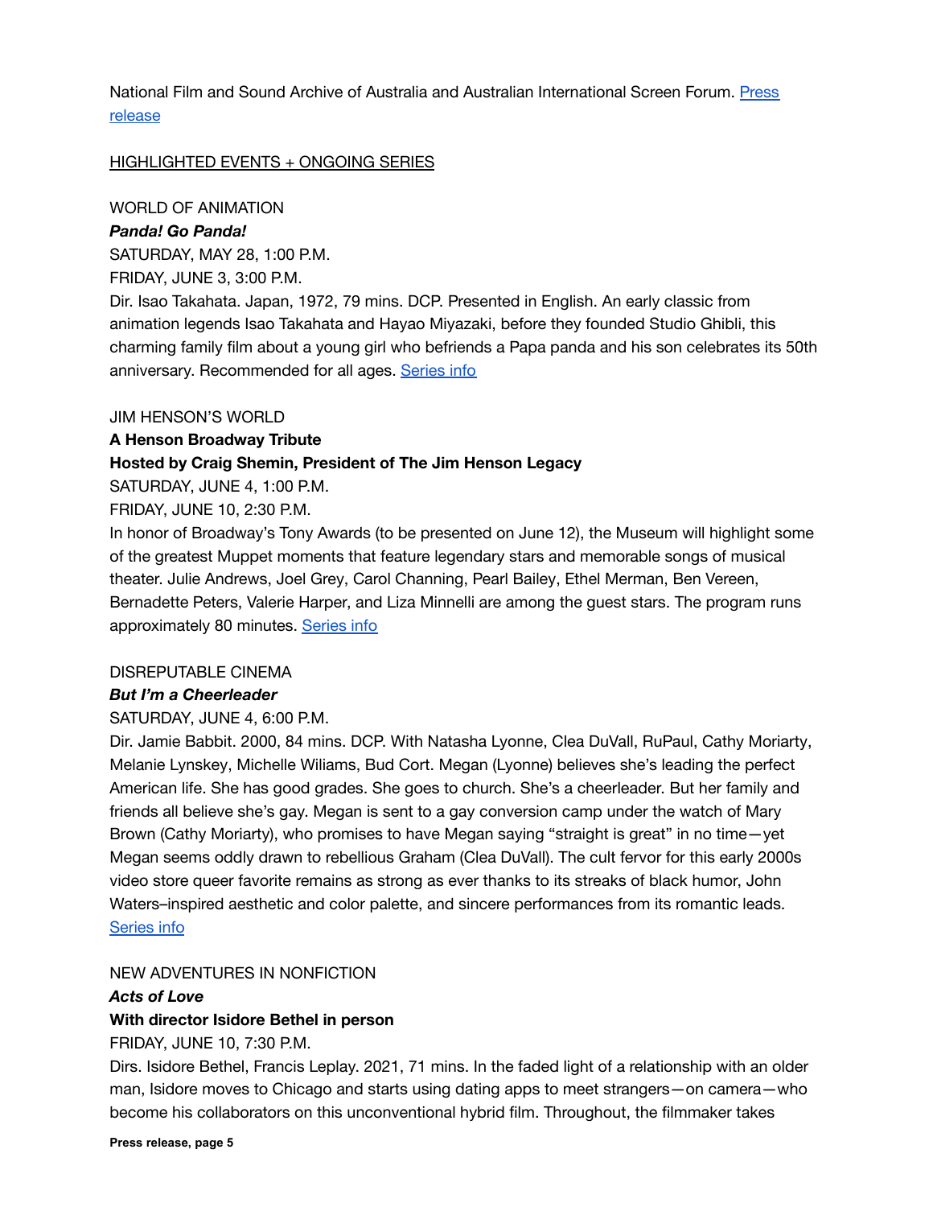National Film and Sound Archive of Australia and Australian International Screen Forum. [Press release](#)

## HIGHLIGHTED EVENTS + ONGOING SERIES

WORLD OF ANIMATION

***Panda! Go Panda!***

SATURDAY, MAY 28, 1:00 P.M.

FRIDAY, JUNE 3, 3:00 P.M.

Dir. Isao Takahata. Japan, 1972, 79 mins. DCP. Presented in English. An early classic from animation legends Isao Takahata and Hayao Miyazaki, before they founded Studio Ghibli, this charming family film about a young girl who befriends a Papa panda and his son celebrates its 50th anniversary. Recommended for all ages. [Series info](#)

JIM HENSON'S WORLD

**A Henson Broadway Tribute**

**Hosted by Craig Shemin, President of The Jim Henson Legacy**

SATURDAY, JUNE 4, 1:00 P.M.

FRIDAY, JUNE 10, 2:30 P.M.

In honor of Broadway's Tony Awards (to be presented on June 12), the Museum will highlight some of the greatest Muppet moments that feature legendary stars and memorable songs of musical theater. Julie Andrews, Joel Grey, Carol Channing, Pearl Bailey, Ethel Merman, Ben Vereen, Bernadette Peters, Valerie Harper, and Liza Minnelli are among the guest stars. The program runs approximately 80 minutes. [Series info](#)

DISREPUTABLE CINEMA

***But I'm a Cheerleader***

SATURDAY, JUNE 4, 6:00 P.M.

Dir. Jamie Babbit. 2000, 84 mins. DCP. With Natasha Lyonne, Clea DuVall, RuPaul, Cathy Moriarty, Melanie Lynskey, Michelle Wiliams, Bud Cort. Megan (Lyonne) believes she's leading the perfect American life. She has good grades. She goes to church. She's a cheerleader. But her family and friends all believe she's gay. Megan is sent to a gay conversion camp under the watch of Mary Brown (Cathy Moriarty), who promises to have Megan saying "straight is great" in no time—yet Megan seems oddly drawn to rebellious Graham (Clea DuVall). The cult fervor for this early 2000s video store queer favorite remains as strong as ever thanks to its streaks of black humor, John Waters–inspired aesthetic and color palette, and sincere performances from its romantic leads. [Series info](#)

NEW ADVENTURES IN NONFICTION

***Acts of Love***

**With director Isidore Bethel in person**

FRIDAY, JUNE 10, 7:30 P.M.

Dirs. Isidore Bethel, Francis Leplay. 2021, 71 mins. In the faded light of a relationship with an older man, Isidore moves to Chicago and starts using dating apps to meet strangers—on camera—who become his collaborators on this unconventional hybrid film. Throughout, the filmmaker takes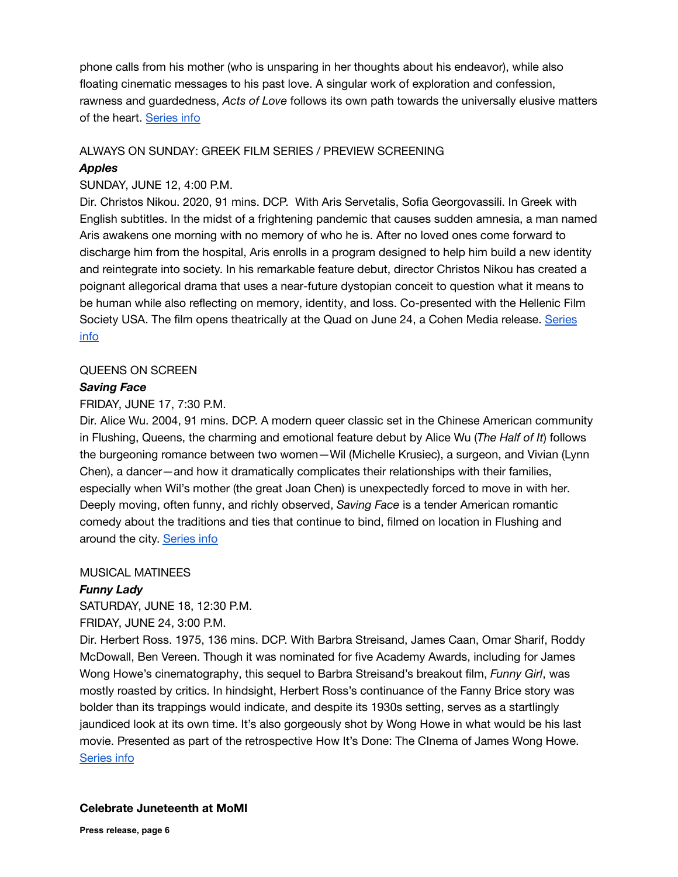phone calls from his mother (who is unsparing in her thoughts about his endeavor), while also floating cinematic messages to his past love. A singular work of exploration and confession, rawness and guardedness, *Acts of Love* follows its own path towards the universally elusive matters of the heart. Series info

ALWAYS ON SUNDAY: GREEK FILM SERIES / PREVIEW SCREENING

***Apples***

SUNDAY, JUNE 12, 4:00 P.M.

Dir. Christos Nikou. 2020, 91 mins. DCP. With Aris Servetalis, Sofia Georgovassili. In Greek with English subtitles. In the midst of a frightening pandemic that causes sudden amnesia, a man named Aris awakens one morning with no memory of who he is. After no loved ones come forward to discharge him from the hospital, Aris enrolls in a program designed to help him build a new identity and reintegrate into society. In his remarkable feature debut, director Christos Nikou has created a poignant allegorical drama that uses a near-future dystopian conceit to question what it means to be human while also reflecting on memory, identity, and loss. Co-presented with the Hellenic Film Society USA. The film opens theatrically at the Quad on June 24, a Cohen Media release. Series info

QUEENS ON SCREEN

***Saving Face***

FRIDAY, JUNE 17, 7:30 P.M.

Dir. Alice Wu. 2004, 91 mins. DCP. A modern queer classic set in the Chinese American community in Flushing, Queens, the charming and emotional feature debut by Alice Wu (*The Half of It*) follows the burgeoning romance between two women—Wil (Michelle Krusiec), a surgeon, and Vivian (Lynn Chen), a dancer—and how it dramatically complicates their relationships with their families, especially when Wil's mother (the great Joan Chen) is unexpectedly forced to move in with her. Deeply moving, often funny, and richly observed, *Saving Face* is a tender American romantic comedy about the traditions and ties that continue to bind, filmed on location in Flushing and around the city. Series info

MUSICAL MATINEES

***Funny Lady***

SATURDAY, JUNE 18, 12:30 P.M.

FRIDAY, JUNE 24, 3:00 P.M.

Dir. Herbert Ross. 1975, 136 mins. DCP. With Barbra Streisand, James Caan, Omar Sharif, Roddy McDowall, Ben Vereen. Though it was nominated for five Academy Awards, including for James Wong Howe's cinematography, this sequel to Barbra Streisand's breakout film, *Funny Girl*, was mostly roasted by critics. In hindsight, Herbert Ross's continuance of the Fanny Brice story was bolder than its trappings would indicate, and despite its 1930s setting, serves as a startlingly jaundiced look at its own time. It's also gorgeously shot by Wong Howe in what would be his last movie. Presented as part of the retrospective How It's Done: The CInema of James Wong Howe. Series info

**Celebrate Juneteenth at MoMI**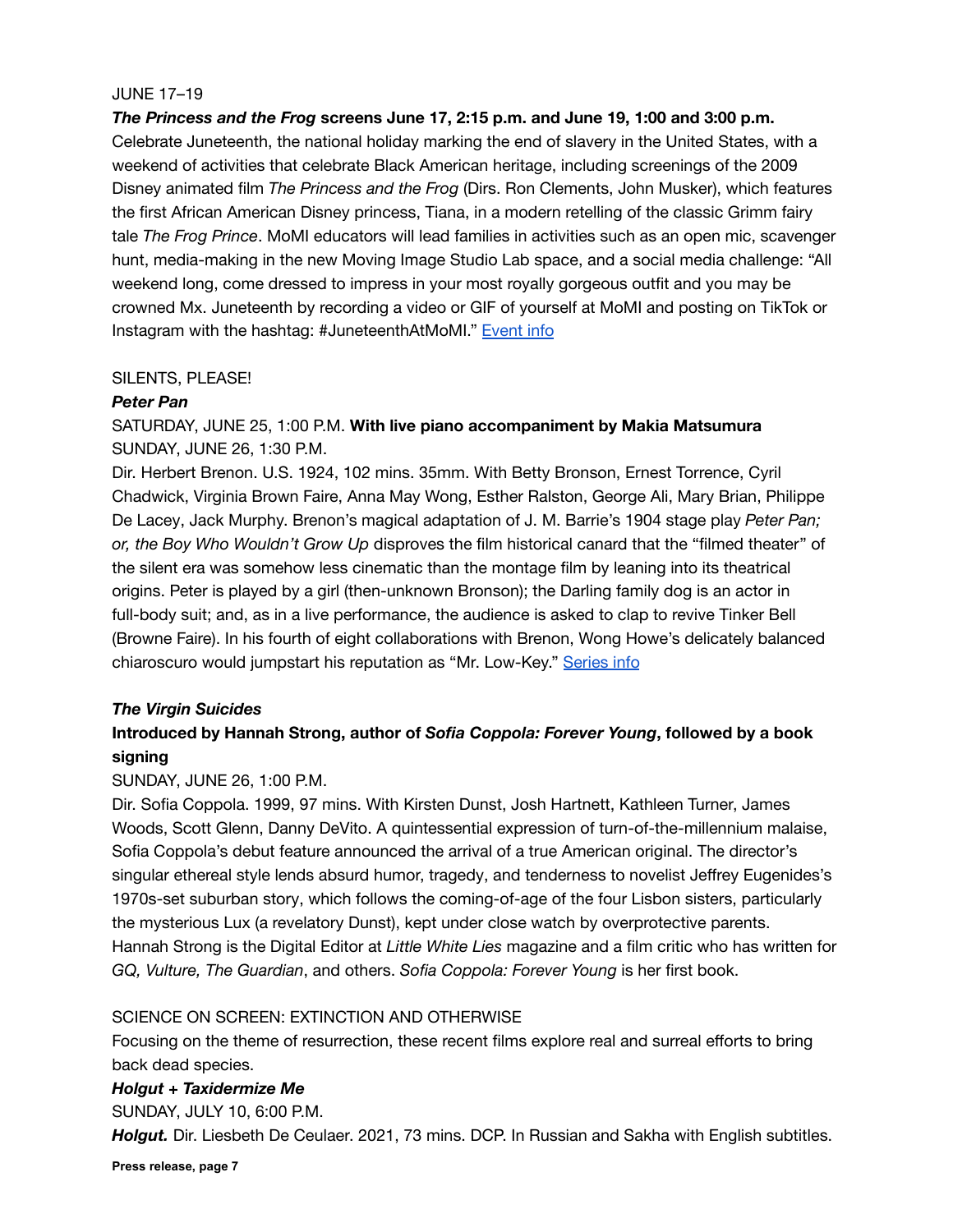JUNE 17–19

***The Princess and the Frog* screens June 17, 2:15 p.m. and June 19, 1:00 and 3:00 p.m.**
Celebrate Juneteenth, the national holiday marking the end of slavery in the United States, with a weekend of activities that celebrate Black American heritage, including screenings of the 2009 Disney animated film *The Princess and the Frog* (Dirs. Ron Clements, John Musker), which features the first African American Disney princess, Tiana, in a modern retelling of the classic Grimm fairy tale *The Frog Prince*. MoMI educators will lead families in activities such as an open mic, scavenger hunt, media-making in the new Moving Image Studio Lab space, and a social media challenge: "All weekend long, come dressed to impress in your most royally gorgeous outfit and you may be crowned Mx. Juneteenth by recording a video or GIF of yourself at MoMI and posting on TikTok or Instagram with the hashtag: #JuneteenthAtMoMI." Event info

SILENTS, PLEASE!

***Peter Pan***

SATURDAY, JUNE 25, 1:00 P.M. **With live piano accompaniment by Makia Matsumura**
SUNDAY, JUNE 26, 1:30 P.M.
Dir. Herbert Brenon. U.S. 1924, 102 mins. 35mm. With Betty Bronson, Ernest Torrence, Cyril Chadwick, Virginia Brown Faire, Anna May Wong, Esther Ralston, George Ali, Mary Brian, Philippe De Lacey, Jack Murphy. Brenon's magical adaptation of J. M. Barrie's 1904 stage play *Peter Pan; or, the Boy Who Wouldn't Grow Up* disproves the film historical canard that the "filmed theater" of the silent era was somehow less cinematic than the montage film by leaning into its theatrical origins. Peter is played by a girl (then-unknown Bronson); the Darling family dog is an actor in full-body suit; and, as in a live performance, the audience is asked to clap to revive Tinker Bell (Browne Faire). In his fourth of eight collaborations with Brenon, Wong Howe's delicately balanced chiaroscuro would jumpstart his reputation as "Mr. Low-Key." Series info

***The Virgin Suicides***

**Introduced by Hannah Strong, author of *Sofia Coppola: Forever Young*, followed by a book signing**

SUNDAY, JUNE 26, 1:00 P.M.
Dir. Sofia Coppola. 1999, 97 mins. With Kirsten Dunst, Josh Hartnett, Kathleen Turner, James Woods, Scott Glenn, Danny DeVito. A quintessential expression of turn-of-the-millennium malaise, Sofia Coppola's debut feature announced the arrival of a true American original. The director's singular ethereal style lends absurd humor, tragedy, and tenderness to novelist Jeffrey Eugenides's 1970s-set suburban story, which follows the coming-of-age of the four Lisbon sisters, particularly the mysterious Lux (a revelatory Dunst), kept under close watch by overprotective parents. Hannah Strong is the Digital Editor at *Little White Lies* magazine and a film critic who has written for *GQ, Vulture, The Guardian*, and others. *Sofia Coppola: Forever Young* is her first book.

SCIENCE ON SCREEN: EXTINCTION AND OTHERWISE

Focusing on the theme of resurrection, these recent films explore real and surreal efforts to bring back dead species.

***Holgut + Taxidermize Me***

SUNDAY, JULY 10, 6:00 P.M.

***Holgut.*** Dir. Liesbeth De Ceulaer. 2021, 73 mins. DCP. In Russian and Sakha with English subtitles.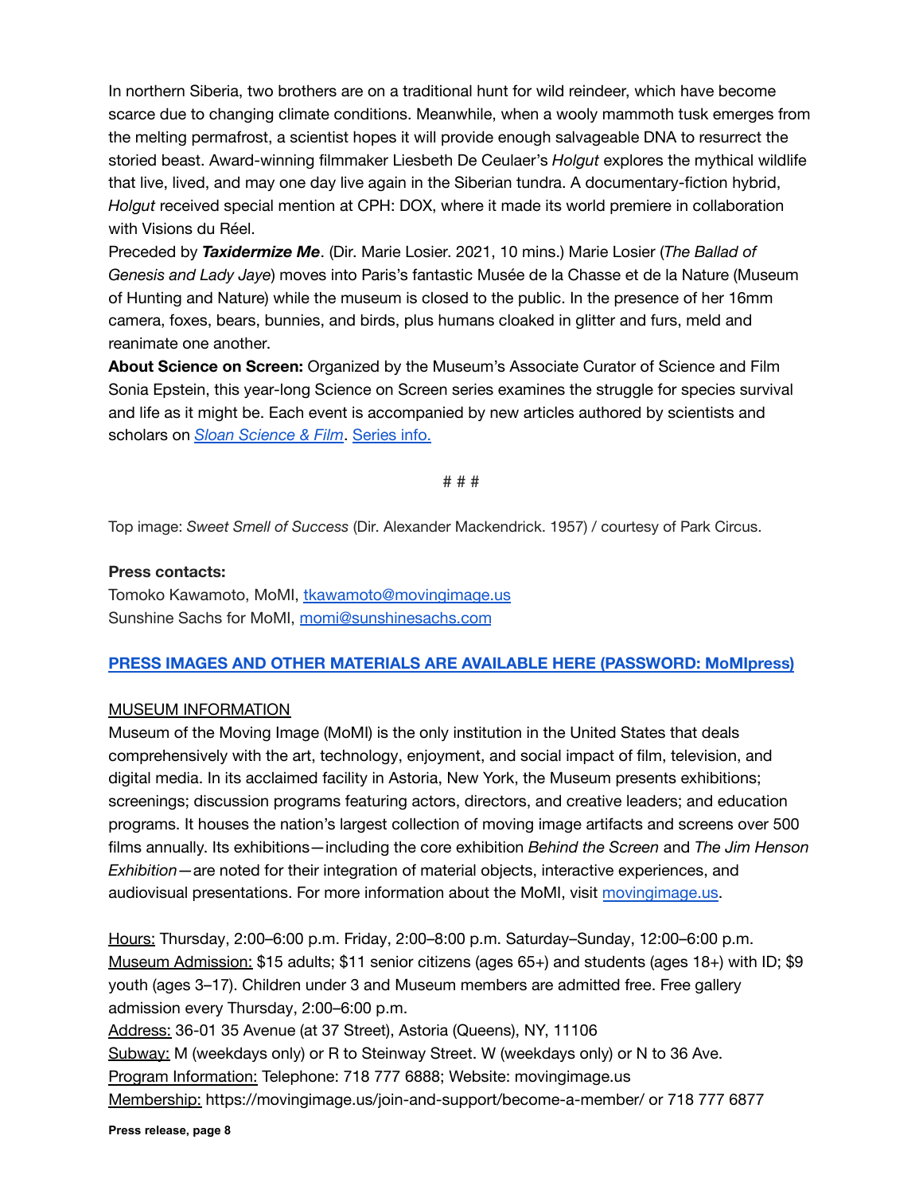In northern Siberia, two brothers are on a traditional hunt for wild reindeer, which have become scarce due to changing climate conditions. Meanwhile, when a wooly mammoth tusk emerges from the melting permafrost, a scientist hopes it will provide enough salvageable DNA to resurrect the storied beast. Award-winning filmmaker Liesbeth De Ceulaer's *Holgut* explores the mythical wildlife that live, lived, and may one day live again in the Siberian tundra. A documentary-fiction hybrid, *Holgut* received special mention at CPH: DOX, where it made its world premiere in collaboration with Visions du Réel.

Preceded by ***Taxidermize Me***. (Dir. Marie Losier. 2021, 10 mins.) Marie Losier (*The Ballad of Genesis and Lady Jaye*) moves into Paris's fantastic Musée de la Chasse et de la Nature (Museum of Hunting and Nature) while the museum is closed to the public. In the presence of her 16mm camera, foxes, bears, bunnies, and birds, plus humans cloaked in glitter and furs, meld and reanimate one another.

**About Science on Screen:** Organized by the Museum's Associate Curator of Science and Film Sonia Epstein, this year-long Science on Screen series examines the struggle for species survival and life as it might be. Each event is accompanied by new articles authored by scientists and scholars on [*Sloan Science & Film*](). [Series info.]()

# # #

Top image: *Sweet Smell of Success* (Dir. Alexander Mackendrick. 1957) / courtesy of Park Circus.

**Press contacts:**
Tomoko Kawamoto, MoMI, tkawamoto@movingimage.us
Sunshine Sachs for MoMI, momi@sunshinesachs.com

**PRESS IMAGES AND OTHER MATERIALS ARE AVAILABLE HERE (PASSWORD: MoMIpress)**

MUSEUM INFORMATION

Museum of the Moving Image (MoMI) is the only institution in the United States that deals comprehensively with the art, technology, enjoyment, and social impact of film, television, and digital media. In its acclaimed facility in Astoria, New York, the Museum presents exhibitions; screenings; discussion programs featuring actors, directors, and creative leaders; and education programs. It houses the nation's largest collection of moving image artifacts and screens over 500 films annually. Its exhibitions—including the core exhibition *Behind the Screen* and *The Jim Henson Exhibition*—are noted for their integration of material objects, interactive experiences, and audiovisual presentations. For more information about the MoMI, visit movingimage.us.

Hours: Thursday, 2:00–6:00 p.m. Friday, 2:00–8:00 p.m. Saturday–Sunday, 12:00–6:00 p.m.
Museum Admission: $15 adults; $11 senior citizens (ages 65+) and students (ages 18+) with ID; $9 youth (ages 3–17). Children under 3 and Museum members are admitted free. Free gallery admission every Thursday, 2:00–6:00 p.m.
Address: 36-01 35 Avenue (at 37 Street), Astoria (Queens), NY, 11106
Subway: M (weekdays only) or R to Steinway Street. W (weekdays only) or N to 36 Ave.
Program Information: Telephone: 718 777 6888; Website: movingimage.us
Membership: https://movingimage.us/join-and-support/become-a-member/ or 718 777 6877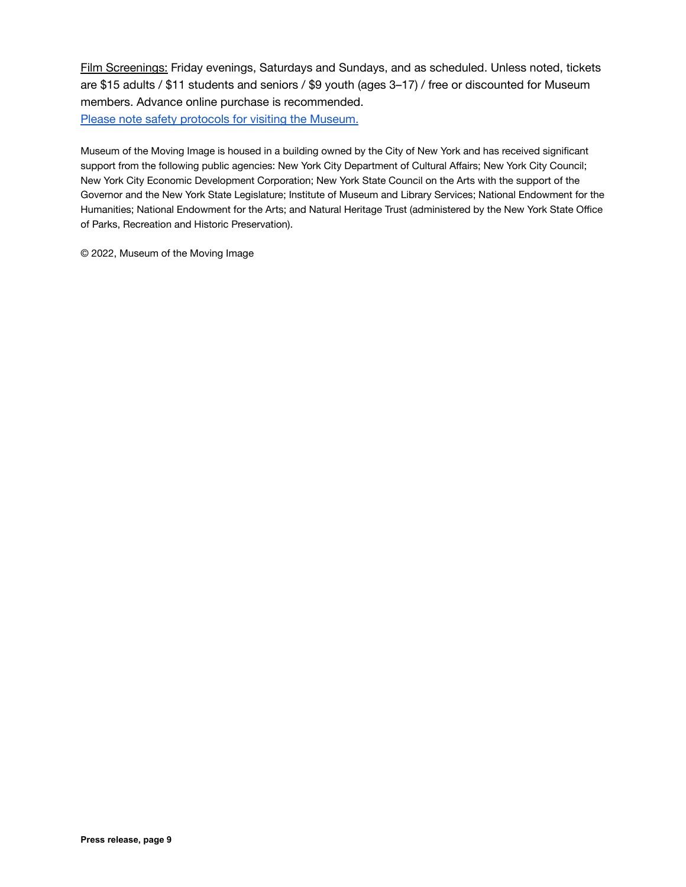Film Screenings: Friday evenings, Saturdays and Sundays, and as scheduled. Unless noted, tickets are $15 adults / $11 students and seniors / $9 youth (ages 3–17) / free or discounted for Museum members. Advance online purchase is recommended.
Please note safety protocols for visiting the Museum.

Museum of the Moving Image is housed in a building owned by the City of New York and has received significant support from the following public agencies: New York City Department of Cultural Affairs; New York City Council; New York City Economic Development Corporation; New York State Council on the Arts with the support of the Governor and the New York State Legislature; Institute of Museum and Library Services; National Endowment for the Humanities; National Endowment for the Arts; and Natural Heritage Trust (administered by the New York State Office of Parks, Recreation and Historic Preservation).

© 2022, Museum of the Moving Image